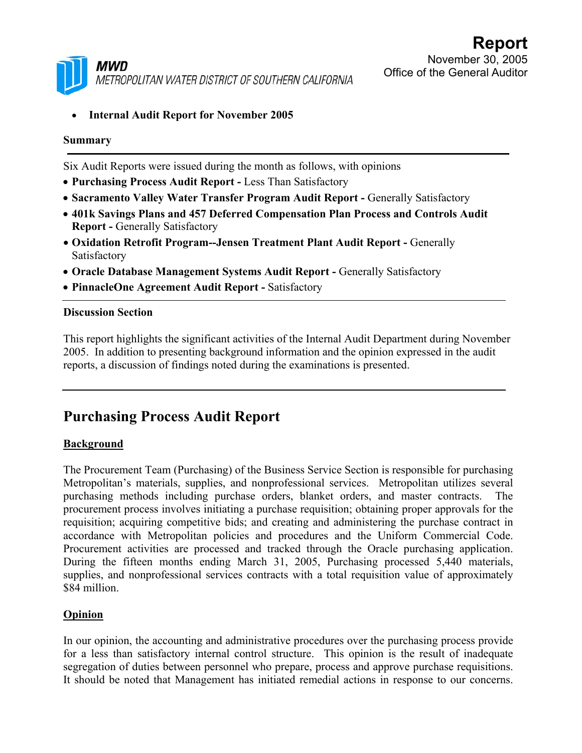**MWD**
METROPOLITAN WATER DISTRICT OF SOUTHERN CALIFORNIA

# Report

November 30, 2005
Office of the General Auditor

- **Internal Audit Report for November 2005**

**Summary**

---

Six Audit Reports were issued during the month as follows, with opinions

- **Purchasing Process Audit Report -** Less Than Satisfactory
- **Sacramento Valley Water Transfer Program Audit Report -** Generally Satisfactory
- **401k Savings Plans and 457 Deferred Compensation Plan Process and Controls Audit Report -** Generally Satisfactory
- **Oxidation Retrofit Program--Jensen Treatment Plant Audit Report -** Generally Satisfactory
- **Oracle Database Management Systems Audit Report -** Generally Satisfactory
- **PinnacleOne Agreement Audit Report -** Satisfactory

---

**Discussion Section**

This report highlights the significant activities of the Internal Audit Department during November 2005. In addition to presenting background information and the opinion expressed in the audit reports, a discussion of findings noted during the examinations is presented.

---

## Purchasing Process Audit Report

**Background**

The Procurement Team (Purchasing) of the Business Service Section is responsible for purchasing Metropolitan's materials, supplies, and nonprofessional services. Metropolitan utilizes several purchasing methods including purchase orders, blanket orders, and master contracts. The procurement process involves initiating a purchase requisition; obtaining proper approvals for the requisition; acquiring competitive bids; and creating and administering the purchase contract in accordance with Metropolitan policies and procedures and the Uniform Commercial Code. Procurement activities are processed and tracked through the Oracle purchasing application. During the fifteen months ending March 31, 2005, Purchasing processed 5,440 materials, supplies, and nonprofessional services contracts with a total requisition value of approximately $84 million.

**Opinion**

In our opinion, the accounting and administrative procedures over the purchasing process provide for a less than satisfactory internal control structure. This opinion is the result of inadequate segregation of duties between personnel who prepare, process and approve purchase requisitions. It should be noted that Management has initiated remedial actions in response to our concerns.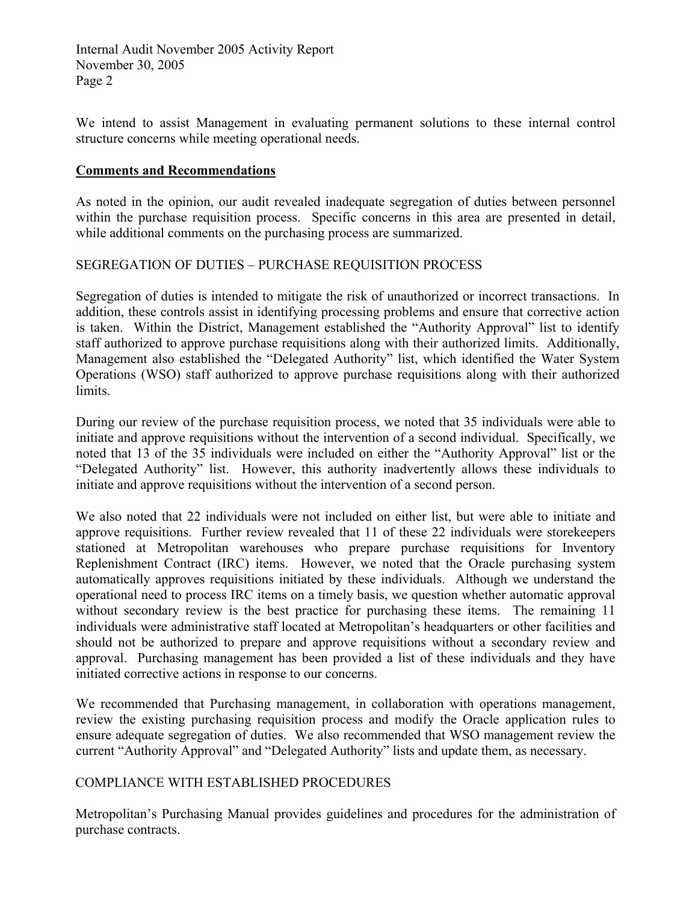We intend to assist Management in evaluating permanent solutions to these internal control structure concerns while meeting operational needs.

## Comments and Recommendations

As noted in the opinion, our audit revealed inadequate segregation of duties between personnel within the purchase requisition process. Specific concerns in this area are presented in detail, while additional comments on the purchasing process are summarized.

### SEGREGATION OF DUTIES – PURCHASE REQUISITION PROCESS

Segregation of duties is intended to mitigate the risk of unauthorized or incorrect transactions. In addition, these controls assist in identifying processing problems and ensure that corrective action is taken. Within the District, Management established the "Authority Approval" list to identify staff authorized to approve purchase requisitions along with their authorized limits. Additionally, Management also established the "Delegated Authority" list, which identified the Water System Operations (WSO) staff authorized to approve purchase requisitions along with their authorized limits.

During our review of the purchase requisition process, we noted that 35 individuals were able to initiate and approve requisitions without the intervention of a second individual. Specifically, we noted that 13 of the 35 individuals were included on either the "Authority Approval" list or the "Delegated Authority" list. However, this authority inadvertently allows these individuals to initiate and approve requisitions without the intervention of a second person.

We also noted that 22 individuals were not included on either list, but were able to initiate and approve requisitions. Further review revealed that 11 of these 22 individuals were storekeepers stationed at Metropolitan warehouses who prepare purchase requisitions for Inventory Replenishment Contract (IRC) items. However, we noted that the Oracle purchasing system automatically approves requisitions initiated by these individuals. Although we understand the operational need to process IRC items on a timely basis, we question whether automatic approval without secondary review is the best practice for purchasing these items. The remaining 11 individuals were administrative staff located at Metropolitan's headquarters or other facilities and should not be authorized to prepare and approve requisitions without a secondary review and approval. Purchasing management has been provided a list of these individuals and they have initiated corrective actions in response to our concerns.

We recommended that Purchasing management, in collaboration with operations management, review the existing purchasing requisition process and modify the Oracle application rules to ensure adequate segregation of duties. We also recommended that WSO management review the current "Authority Approval" and "Delegated Authority" lists and update them, as necessary.

### COMPLIANCE WITH ESTABLISHED PROCEDURES

Metropolitan's Purchasing Manual provides guidelines and procedures for the administration of purchase contracts.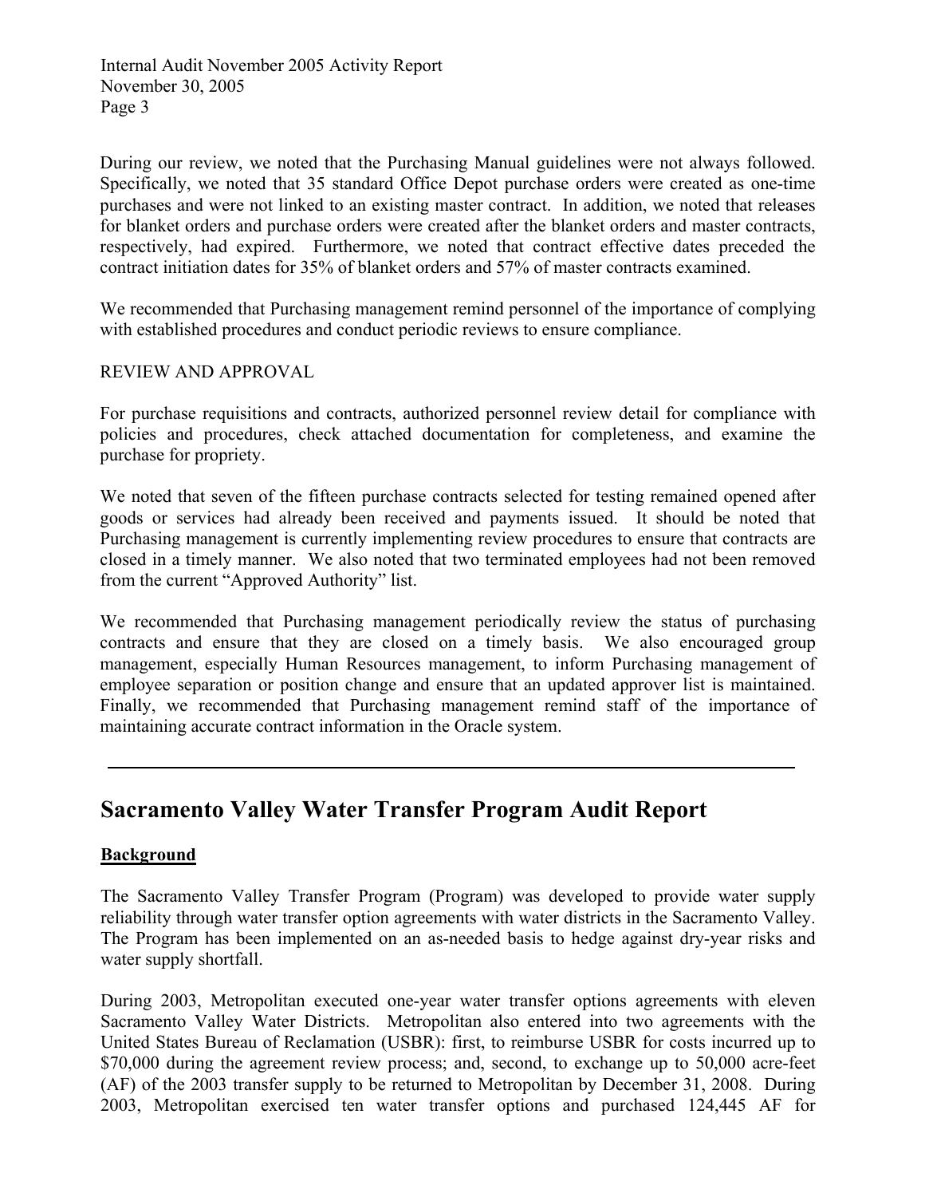During our review, we noted that the Purchasing Manual guidelines were not always followed. Specifically, we noted that 35 standard Office Depot purchase orders were created as one-time purchases and were not linked to an existing master contract. In addition, we noted that releases for blanket orders and purchase orders were created after the blanket orders and master contracts, respectively, had expired. Furthermore, we noted that contract effective dates preceded the contract initiation dates for 35% of blanket orders and 57% of master contracts examined.

We recommended that Purchasing management remind personnel of the importance of complying with established procedures and conduct periodic reviews to ensure compliance.

REVIEW AND APPROVAL

For purchase requisitions and contracts, authorized personnel review detail for compliance with policies and procedures, check attached documentation for completeness, and examine the purchase for propriety.

We noted that seven of the fifteen purchase contracts selected for testing remained opened after goods or services had already been received and payments issued. It should be noted that Purchasing management is currently implementing review procedures to ensure that contracts are closed in a timely manner. We also noted that two terminated employees had not been removed from the current "Approved Authority" list.

We recommended that Purchasing management periodically review the status of purchasing contracts and ensure that they are closed on a timely basis. We also encouraged group management, especially Human Resources management, to inform Purchasing management of employee separation or position change and ensure that an updated approver list is maintained. Finally, we recommended that Purchasing management remind staff of the importance of maintaining accurate contract information in the Oracle system.

---

## Sacramento Valley Water Transfer Program Audit Report

**Background**

The Sacramento Valley Transfer Program (Program) was developed to provide water supply reliability through water transfer option agreements with water districts in the Sacramento Valley. The Program has been implemented on an as-needed basis to hedge against dry-year risks and water supply shortfall.

During 2003, Metropolitan executed one-year water transfer options agreements with eleven Sacramento Valley Water Districts. Metropolitan also entered into two agreements with the United States Bureau of Reclamation (USBR): first, to reimburse USBR for costs incurred up to $70,000 during the agreement review process; and, second, to exchange up to 50,000 acre-feet (AF) of the 2003 transfer supply to be returned to Metropolitan by December 31, 2008. During 2003, Metropolitan exercised ten water transfer options and purchased 124,445 AF for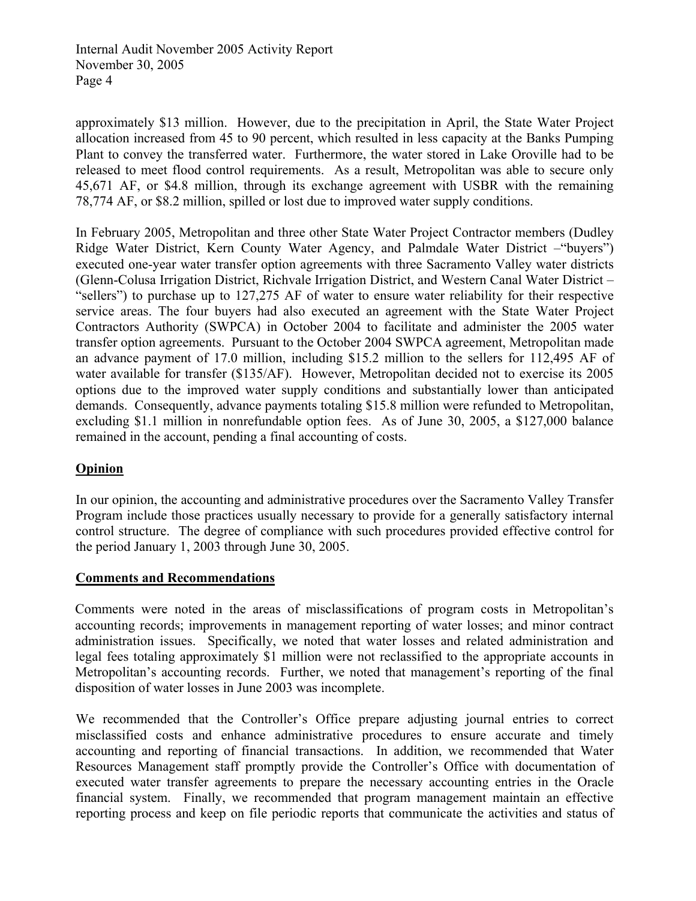approximately $13 million. However, due to the precipitation in April, the State Water Project allocation increased from 45 to 90 percent, which resulted in less capacity at the Banks Pumping Plant to convey the transferred water. Furthermore, the water stored in Lake Oroville had to be released to meet flood control requirements. As a result, Metropolitan was able to secure only 45,671 AF, or $4.8 million, through its exchange agreement with USBR with the remaining 78,774 AF, or $8.2 million, spilled or lost due to improved water supply conditions.

In February 2005, Metropolitan and three other State Water Project Contractor members (Dudley Ridge Water District, Kern County Water Agency, and Palmdale Water District –"buyers") executed one-year water transfer option agreements with three Sacramento Valley water districts (Glenn-Colusa Irrigation District, Richvale Irrigation District, and Western Canal Water District – "sellers") to purchase up to 127,275 AF of water to ensure water reliability for their respective service areas. The four buyers had also executed an agreement with the State Water Project Contractors Authority (SWPCA) in October 2004 to facilitate and administer the 2005 water transfer option agreements. Pursuant to the October 2004 SWPCA agreement, Metropolitan made an advance payment of 17.0 million, including $15.2 million to the sellers for 112,495 AF of water available for transfer ($135/AF). However, Metropolitan decided not to exercise its 2005 options due to the improved water supply conditions and substantially lower than anticipated demands. Consequently, advance payments totaling $15.8 million were refunded to Metropolitan, excluding $1.1 million in nonrefundable option fees. As of June 30, 2005, a $127,000 balance remained in the account, pending a final accounting of costs.

## Opinion

In our opinion, the accounting and administrative procedures over the Sacramento Valley Transfer Program include those practices usually necessary to provide for a generally satisfactory internal control structure. The degree of compliance with such procedures provided effective control for the period January 1, 2003 through June 30, 2005.

## Comments and Recommendations

Comments were noted in the areas of misclassifications of program costs in Metropolitan's accounting records; improvements in management reporting of water losses; and minor contract administration issues. Specifically, we noted that water losses and related administration and legal fees totaling approximately $1 million were not reclassified to the appropriate accounts in Metropolitan's accounting records. Further, we noted that management's reporting of the final disposition of water losses in June 2003 was incomplete.

We recommended that the Controller's Office prepare adjusting journal entries to correct misclassified costs and enhance administrative procedures to ensure accurate and timely accounting and reporting of financial transactions. In addition, we recommended that Water Resources Management staff promptly provide the Controller's Office with documentation of executed water transfer agreements to prepare the necessary accounting entries in the Oracle financial system. Finally, we recommended that program management maintain an effective reporting process and keep on file periodic reports that communicate the activities and status of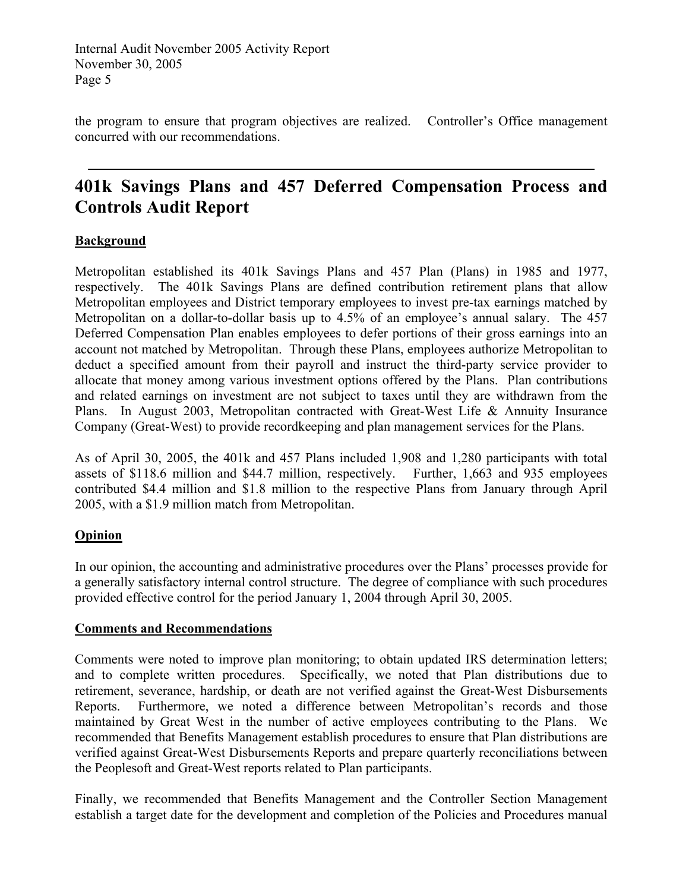the program to ensure that program objectives are realized. Controller's Office management concurred with our recommendations.

---

# 401k Savings Plans and 457 Deferred Compensation Process and Controls Audit Report

**Background**

Metropolitan established its 401k Savings Plans and 457 Plan (Plans) in 1985 and 1977, respectively. The 401k Savings Plans are defined contribution retirement plans that allow Metropolitan employees and District temporary employees to invest pre-tax earnings matched by Metropolitan on a dollar-to-dollar basis up to 4.5% of an employee's annual salary. The 457 Deferred Compensation Plan enables employees to defer portions of their gross earnings into an account not matched by Metropolitan. Through these Plans, employees authorize Metropolitan to deduct a specified amount from their payroll and instruct the third-party service provider to allocate that money among various investment options offered by the Plans. Plan contributions and related earnings on investment are not subject to taxes until they are withdrawn from the Plans. In August 2003, Metropolitan contracted with Great-West Life & Annuity Insurance Company (Great-West) to provide recordkeeping and plan management services for the Plans.

As of April 30, 2005, the 401k and 457 Plans included 1,908 and 1,280 participants with total assets of $118.6 million and $44.7 million, respectively. Further, 1,663 and 935 employees contributed $4.4 million and $1.8 million to the respective Plans from January through April 2005, with a $1.9 million match from Metropolitan.

**Opinion**

In our opinion, the accounting and administrative procedures over the Plans' processes provide for a generally satisfactory internal control structure. The degree of compliance with such procedures provided effective control for the period January 1, 2004 through April 30, 2005.

**Comments and Recommendations**

Comments were noted to improve plan monitoring; to obtain updated IRS determination letters; and to complete written procedures. Specifically, we noted that Plan distributions due to retirement, severance, hardship, or death are not verified against the Great-West Disbursements Reports. Furthermore, we noted a difference between Metropolitan's records and those maintained by Great West in the number of active employees contributing to the Plans. We recommended that Benefits Management establish procedures to ensure that Plan distributions are verified against Great-West Disbursements Reports and prepare quarterly reconciliations between the Peoplesoft and Great-West reports related to Plan participants.

Finally, we recommended that Benefits Management and the Controller Section Management establish a target date for the development and completion of the Policies and Procedures manual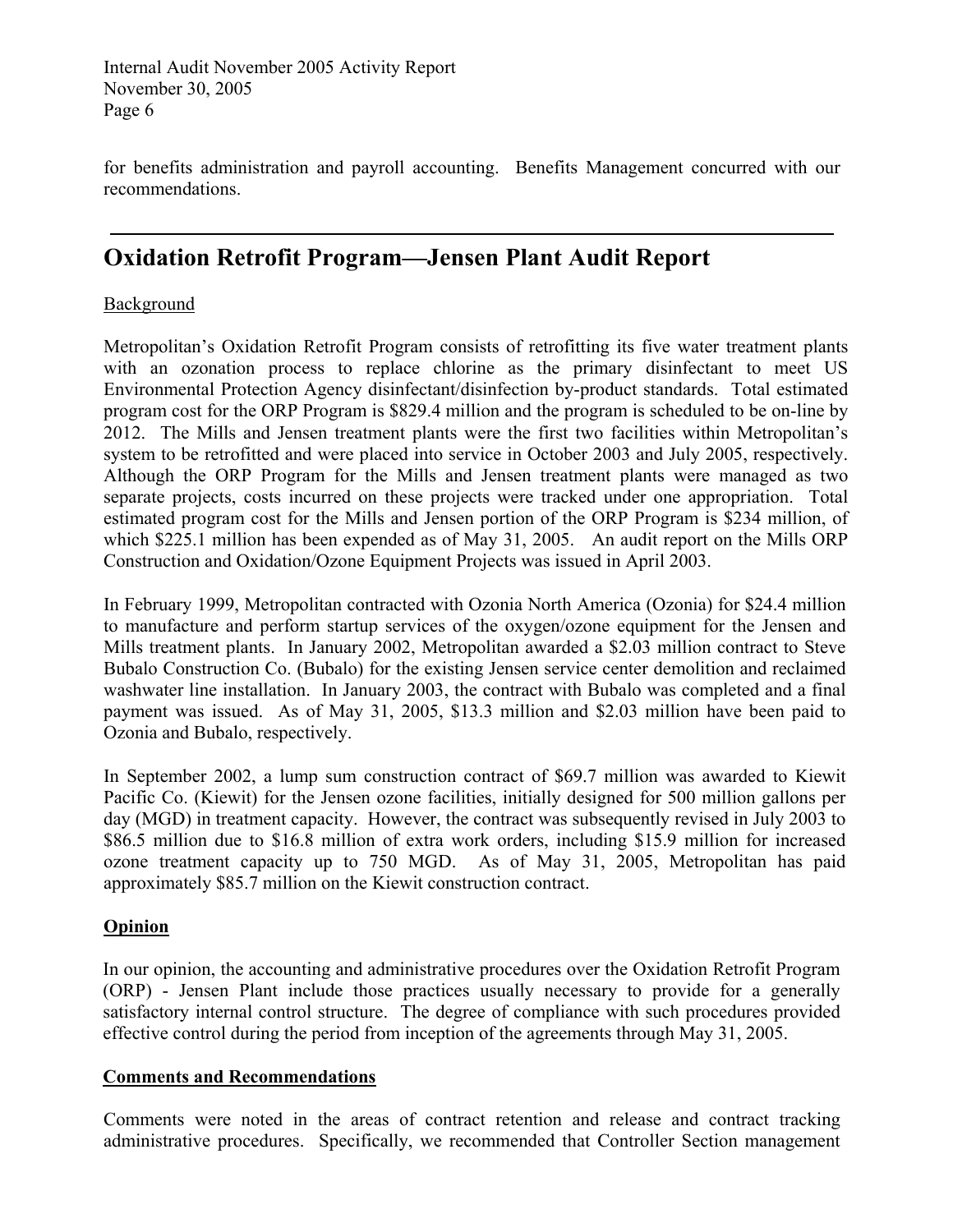for benefits administration and payroll accounting. Benefits Management concurred with our recommendations.

---

# Oxidation Retrofit Program—Jensen Plant Audit Report

Background

Metropolitan's Oxidation Retrofit Program consists of retrofitting its five water treatment plants with an ozonation process to replace chlorine as the primary disinfectant to meet US Environmental Protection Agency disinfectant/disinfection by-product standards. Total estimated program cost for the ORP Program is \$829.4 million and the program is scheduled to be on-line by 2012. The Mills and Jensen treatment plants were the first two facilities within Metropolitan's system to be retrofitted and were placed into service in October 2003 and July 2005, respectively. Although the ORP Program for the Mills and Jensen treatment plants were managed as two separate projects, costs incurred on these projects were tracked under one appropriation. Total estimated program cost for the Mills and Jensen portion of the ORP Program is \$234 million, of which \$225.1 million has been expended as of May 31, 2005. An audit report on the Mills ORP Construction and Oxidation/Ozone Equipment Projects was issued in April 2003.

In February 1999, Metropolitan contracted with Ozonia North America (Ozonia) for \$24.4 million to manufacture and perform startup services of the oxygen/ozone equipment for the Jensen and Mills treatment plants. In January 2002, Metropolitan awarded a \$2.03 million contract to Steve Bubalo Construction Co. (Bubalo) for the existing Jensen service center demolition and reclaimed washwater line installation. In January 2003, the contract with Bubalo was completed and a final payment was issued. As of May 31, 2005, \$13.3 million and \$2.03 million have been paid to Ozonia and Bubalo, respectively.

In September 2002, a lump sum construction contract of \$69.7 million was awarded to Kiewit Pacific Co. (Kiewit) for the Jensen ozone facilities, initially designed for 500 million gallons per day (MGD) in treatment capacity. However, the contract was subsequently revised in July 2003 to \$86.5 million due to \$16.8 million of extra work orders, including \$15.9 million for increased ozone treatment capacity up to 750 MGD. As of May 31, 2005, Metropolitan has paid approximately \$85.7 million on the Kiewit construction contract.

**Opinion**

In our opinion, the accounting and administrative procedures over the Oxidation Retrofit Program (ORP) - Jensen Plant include those practices usually necessary to provide for a generally satisfactory internal control structure. The degree of compliance with such procedures provided effective control during the period from inception of the agreements through May 31, 2005.

**Comments and Recommendations**

Comments were noted in the areas of contract retention and release and contract tracking administrative procedures. Specifically, we recommended that Controller Section management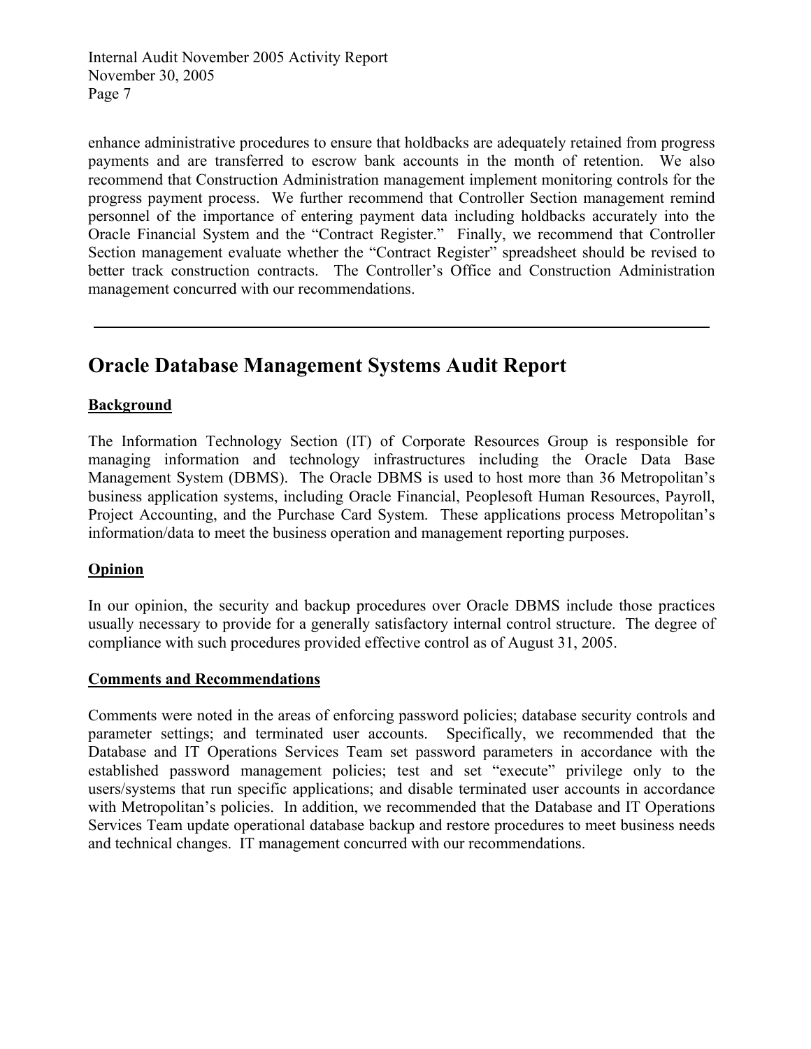enhance administrative procedures to ensure that holdbacks are adequately retained from progress payments and are transferred to escrow bank accounts in the month of retention. We also recommend that Construction Administration management implement monitoring controls for the progress payment process. We further recommend that Controller Section management remind personnel of the importance of entering payment data including holdbacks accurately into the Oracle Financial System and the "Contract Register." Finally, we recommend that Controller Section management evaluate whether the "Contract Register" spreadsheet should be revised to better track construction contracts. The Controller's Office and Construction Administration management concurred with our recommendations.

---

## Oracle Database Management Systems Audit Report

**Background**

The Information Technology Section (IT) of Corporate Resources Group is responsible for managing information and technology infrastructures including the Oracle Data Base Management System (DBMS). The Oracle DBMS is used to host more than 36 Metropolitan's business application systems, including Oracle Financial, Peoplesoft Human Resources, Payroll, Project Accounting, and the Purchase Card System. These applications process Metropolitan's information/data to meet the business operation and management reporting purposes.

**Opinion**

In our opinion, the security and backup procedures over Oracle DBMS include those practices usually necessary to provide for a generally satisfactory internal control structure. The degree of compliance with such procedures provided effective control as of August 31, 2005.

**Comments and Recommendations**

Comments were noted in the areas of enforcing password policies; database security controls and parameter settings; and terminated user accounts. Specifically, we recommended that the Database and IT Operations Services Team set password parameters in accordance with the established password management policies; test and set "execute" privilege only to the users/systems that run specific applications; and disable terminated user accounts in accordance with Metropolitan's policies. In addition, we recommended that the Database and IT Operations Services Team update operational database backup and restore procedures to meet business needs and technical changes. IT management concurred with our recommendations.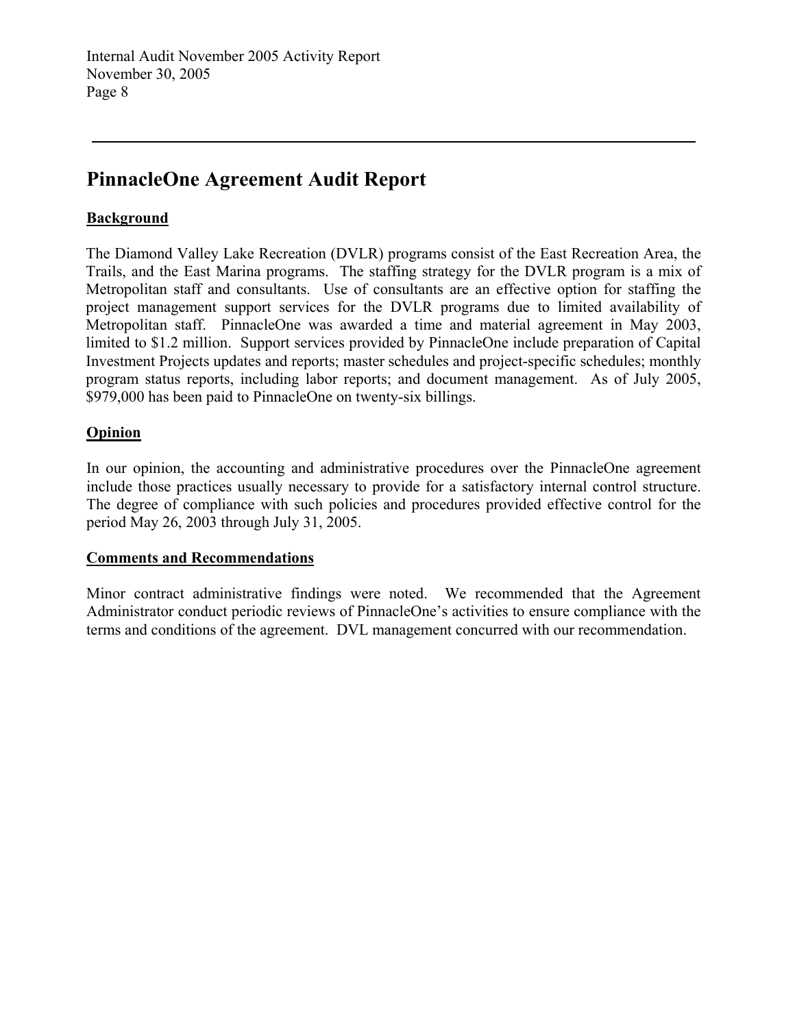# PinnacleOne Agreement Audit Report

## Background

The Diamond Valley Lake Recreation (DVLR) programs consist of the East Recreation Area, the Trails, and the East Marina programs. The staffing strategy for the DVLR program is a mix of Metropolitan staff and consultants. Use of consultants are an effective option for staffing the project management support services for the DVLR programs due to limited availability of Metropolitan staff. PinnacleOne was awarded a time and material agreement in May 2003, limited to $1.2 million. Support services provided by PinnacleOne include preparation of Capital Investment Projects updates and reports; master schedules and project-specific schedules; monthly program status reports, including labor reports; and document management. As of July 2005, $979,000 has been paid to PinnacleOne on twenty-six billings.

## Opinion

In our opinion, the accounting and administrative procedures over the PinnacleOne agreement include those practices usually necessary to provide for a satisfactory internal control structure. The degree of compliance with such policies and procedures provided effective control for the period May 26, 2003 through July 31, 2005.

## Comments and Recommendations

Minor contract administrative findings were noted. We recommended that the Agreement Administrator conduct periodic reviews of PinnacleOne's activities to ensure compliance with the terms and conditions of the agreement. DVL management concurred with our recommendation.